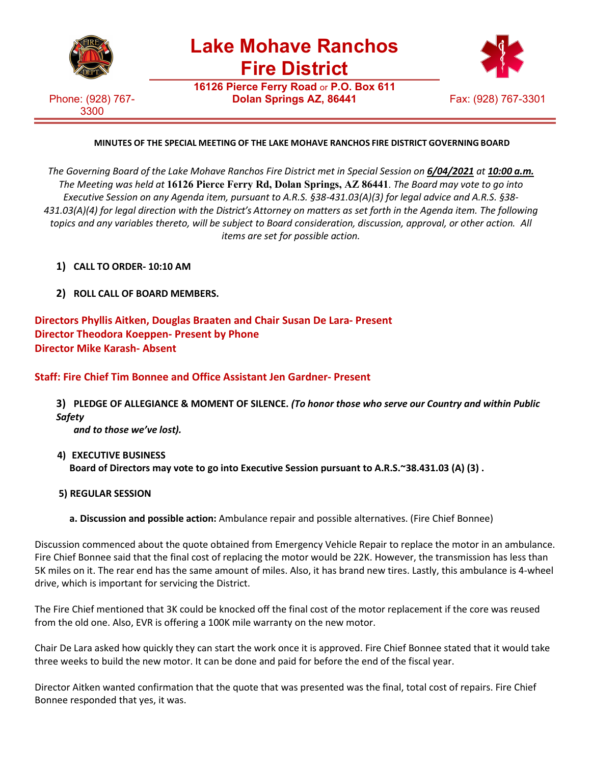# Lake Mohave Ranchos Fire District

**16126 Pierce Ferry Road** or **P.O. Box 611**
**Dolan Springs AZ, 86441**

Phone: (928) 767-3300

Fax: (928) 767-3301

**MINUTES OF THE SPECIAL MEETING OF THE LAKE MOHAVE RANCHOS FIRE DISTRICT GOVERNING BOARD**

*The Governing Board of the Lake Mohave Ranchos Fire District met in Special Session on* ***6/04/2021*** *at* ***10:00 a.m.*** *The Meeting was held at* **16126 Pierce Ferry Rd, Dolan Springs, AZ 86441**. *The Board may vote to go into Executive Session on any Agenda item, pursuant to A.R.S. §38-431.03(A)(3) for legal advice and A.R.S. §38-431.03(A)(4) for legal direction with the District's Attorney on matters as set forth in the Agenda item. The following topics and any variables thereto, will be subject to Board consideration, discussion, approval, or other action. All items are set for possible action.*

1) **CALL TO ORDER- 10:10 AM**

2) **ROLL CALL OF BOARD MEMBERS.**

**Directors Phyllis Aitken, Douglas Braaten and Chair Susan De Lara- Present**
**Director Theodora Koeppen- Present by Phone**
**Director Mike Karash- Absent**

**Staff: Fire Chief Tim Bonnee and Office Assistant Jen Gardner- Present**

3) **PLEDGE OF ALLEGIANCE & MOMENT OF SILENCE.** ***(To honor those who serve our Country and within Public Safety and to those we've lost).***

4) **EXECUTIVE BUSINESS**
**Board of Directors may vote to go into Executive Session pursuant to A.R.S.~38.431.03 (A) (3) .**

5) **REGULAR SESSION**

**a. Discussion and possible action:** Ambulance repair and possible alternatives. (Fire Chief Bonnee)

Discussion commenced about the quote obtained from Emergency Vehicle Repair to replace the motor in an ambulance. Fire Chief Bonnee said that the final cost of replacing the motor would be 22K. However, the transmission has less than 5K miles on it. The rear end has the same amount of miles. Also, it has brand new tires. Lastly, this ambulance is 4-wheel drive, which is important for servicing the District.

The Fire Chief mentioned that 3K could be knocked off the final cost of the motor replacement if the core was reused from the old one. Also, EVR is offering a 100K mile warranty on the new motor.

Chair De Lara asked how quickly they can start the work once it is approved. Fire Chief Bonnee stated that it would take three weeks to build the new motor. It can be done and paid for before the end of the fiscal year.

Director Aitken wanted confirmation that the quote that was presented was the final, total cost of repairs. Fire Chief Bonnee responded that yes, it was.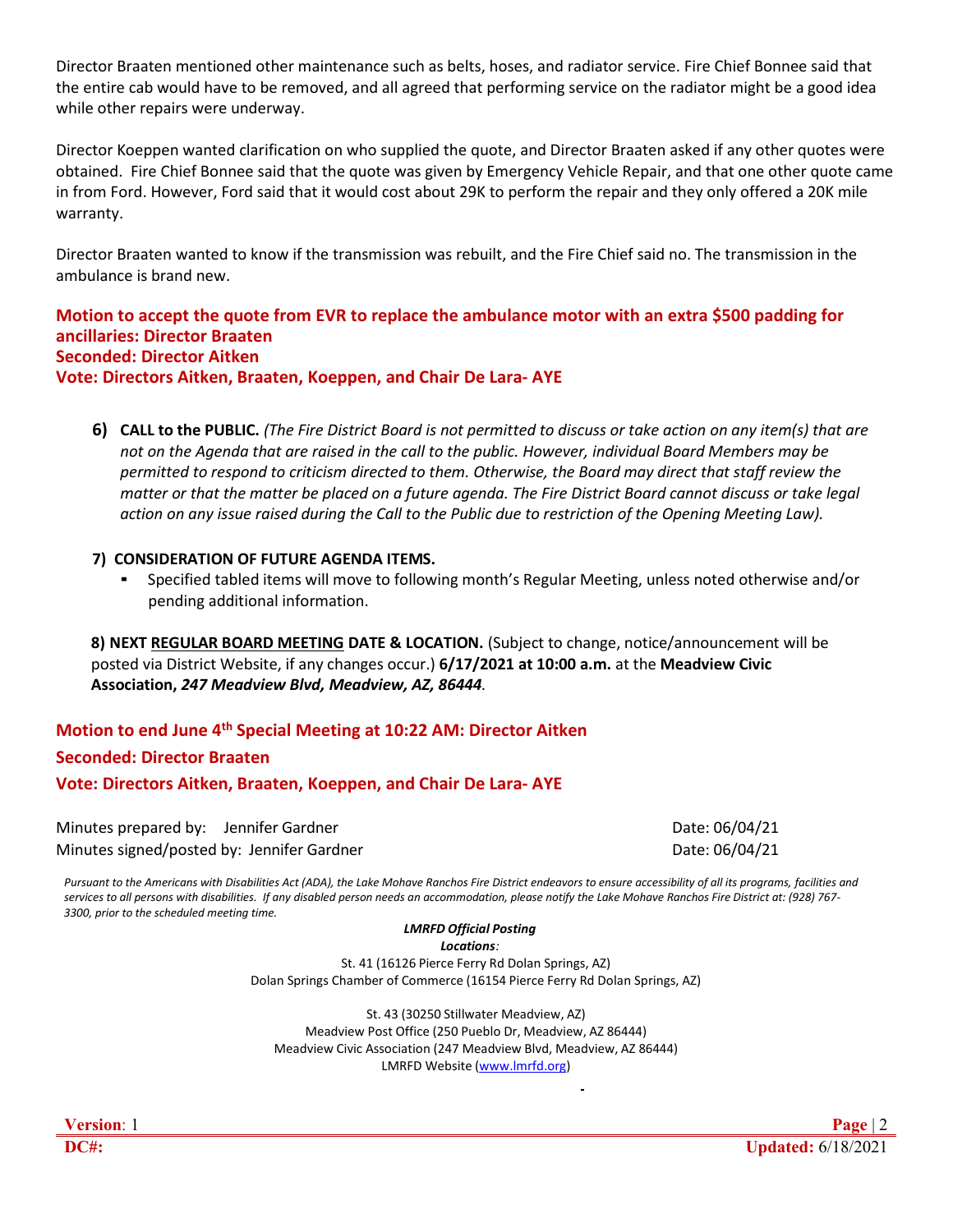Director Braaten mentioned other maintenance such as belts, hoses, and radiator service. Fire Chief Bonnee said that the entire cab would have to be removed, and all agreed that performing service on the radiator might be a good idea while other repairs were underway.

Director Koeppen wanted clarification on who supplied the quote, and Director Braaten asked if any other quotes were obtained. Fire Chief Bonnee said that the quote was given by Emergency Vehicle Repair, and that one other quote came in from Ford. However, Ford said that it would cost about 29K to perform the repair and they only offered a 20K mile warranty.

Director Braaten wanted to know if the transmission was rebuilt, and the Fire Chief said no. The transmission in the ambulance is brand new.

**Motion to accept the quote from EVR to replace the ambulance motor with an extra $500 padding for ancillaries: Director Braaten**
**Seconded: Director Aitken**
**Vote: Directors Aitken, Braaten, Koeppen, and Chair De Lara- AYE**

**6) CALL to the PUBLIC.** *(The Fire District Board is not permitted to discuss or take action on any item(s) that are not on the Agenda that are raised in the call to the public. However, individual Board Members may be permitted to respond to criticism directed to them. Otherwise, the Board may direct that staff review the matter or that the matter be placed on a future agenda. The Fire District Board cannot discuss or take legal action on any issue raised during the Call to the Public due to restriction of the Opening Meeting Law).*

**7) CONSIDERATION OF FUTURE AGENDA ITEMS.**

- Specified tabled items will move to following month's Regular Meeting, unless noted otherwise and/or pending additional information.

**8) NEXT REGULAR BOARD MEETING DATE & LOCATION.** (Subject to change, notice/announcement will be posted via District Website, if any changes occur.) **6/17/2021 at 10:00 a.m.** at the **Meadview Civic Association,** ***247 Meadview Blvd, Meadview, AZ, 86444***.

**Motion to end June 4th Special Meeting at 10:22 AM: Director Aitken**

**Seconded: Director Braaten**

**Vote: Directors Aitken, Braaten, Koeppen, and Chair De Lara- AYE**

Minutes prepared by: Jennifer Gardner — Date: 06/04/21
Minutes signed/posted by: Jennifer Gardner — Date: 06/04/21

*Pursuant to the Americans with Disabilities Act (ADA), the Lake Mohave Ranchos Fire District endeavors to ensure accessibility of all its programs, facilities and services to all persons with disabilities. If any disabled person needs an accommodation, please notify the Lake Mohave Ranchos Fire District at: (928) 767-3300, prior to the scheduled meeting time.*

***LMRFD Official Posting***
***Locations:***
St. 41 (16126 Pierce Ferry Rd Dolan Springs, AZ)
Dolan Springs Chamber of Commerce (16154 Pierce Ferry Rd Dolan Springs, AZ)

St. 43 (30250 Stillwater Meadview, AZ)
Meadview Post Office (250 Pueblo Dr, Meadview, AZ 86444)
Meadview Civic Association (247 Meadview Blvd, Meadview, AZ 86444)
LMRFD Website (www.lmrfd.org)

**Version**: 1
**DC#:**
**Updated:** 6/18/2021